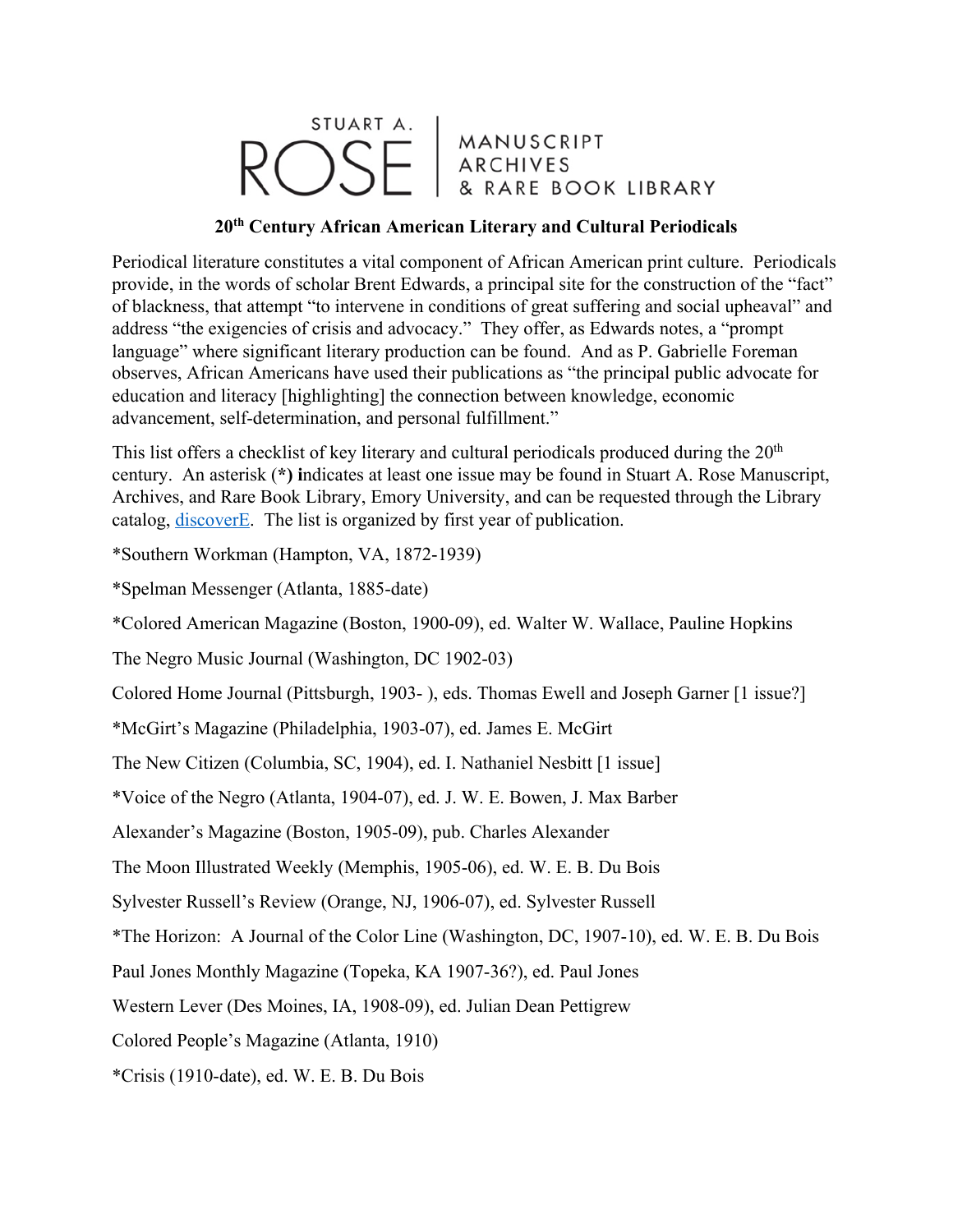STUART A. ROSE | MANUSCRIPT ARCHIVES & RARE BOOK LIBRARY

## 20th Century African American Literary and Cultural Periodicals

Periodical literature constitutes a vital component of African American print culture. Periodicals provide, in the words of scholar Brent Edwards, a principal site for the construction of the "fact" of blackness, that attempt "to intervene in conditions of great suffering and social upheaval" and address "the exigencies of crisis and advocacy." They offer, as Edwards notes, a "prompt language" where significant literary production can be found. And as P. Gabrielle Foreman observes, African Americans have used their publications as "the principal public advocate for education and literacy [highlighting] the connection between knowledge, economic advancement, self-determination, and personal fulfillment."

This list offers a checklist of key literary and cultural periodicals produced during the 20th century. An asterisk (**\*) i**ndicates at least one issue may be found in Stuart A. Rose Manuscript, Archives, and Rare Book Library, Emory University, and can be requested through the Library catalog, discoverE. The list is organized by first year of publication.

*Southern Workman (Hampton, VA, 1872-1939)

*Spelman Messenger (Atlanta, 1885-date)

*Colored American Magazine (Boston, 1900-09), ed. Walter W. Wallace, Pauline Hopkins

The Negro Music Journal (Washington, DC 1902-03)

Colored Home Journal (Pittsburgh, 1903- ), eds. Thomas Ewell and Joseph Garner [1 issue?]

*McGirt's Magazine (Philadelphia, 1903-07), ed. James E. McGirt

The New Citizen (Columbia, SC, 1904), ed. I. Nathaniel Nesbitt [1 issue]

*Voice of the Negro (Atlanta, 1904-07), ed. J. W. E. Bowen, J. Max Barber

Alexander's Magazine (Boston, 1905-09), pub. Charles Alexander

The Moon Illustrated Weekly (Memphis, 1905-06), ed. W. E. B. Du Bois

Sylvester Russell's Review (Orange, NJ, 1906-07), ed. Sylvester Russell

*The Horizon: A Journal of the Color Line (Washington, DC, 1907-10), ed. W. E. B. Du Bois

Paul Jones Monthly Magazine (Topeka, KA 1907-36?), ed. Paul Jones

Western Lever (Des Moines, IA, 1908-09), ed. Julian Dean Pettigrew

Colored People's Magazine (Atlanta, 1910)

*Crisis (1910-date), ed. W. E. B. Du Bois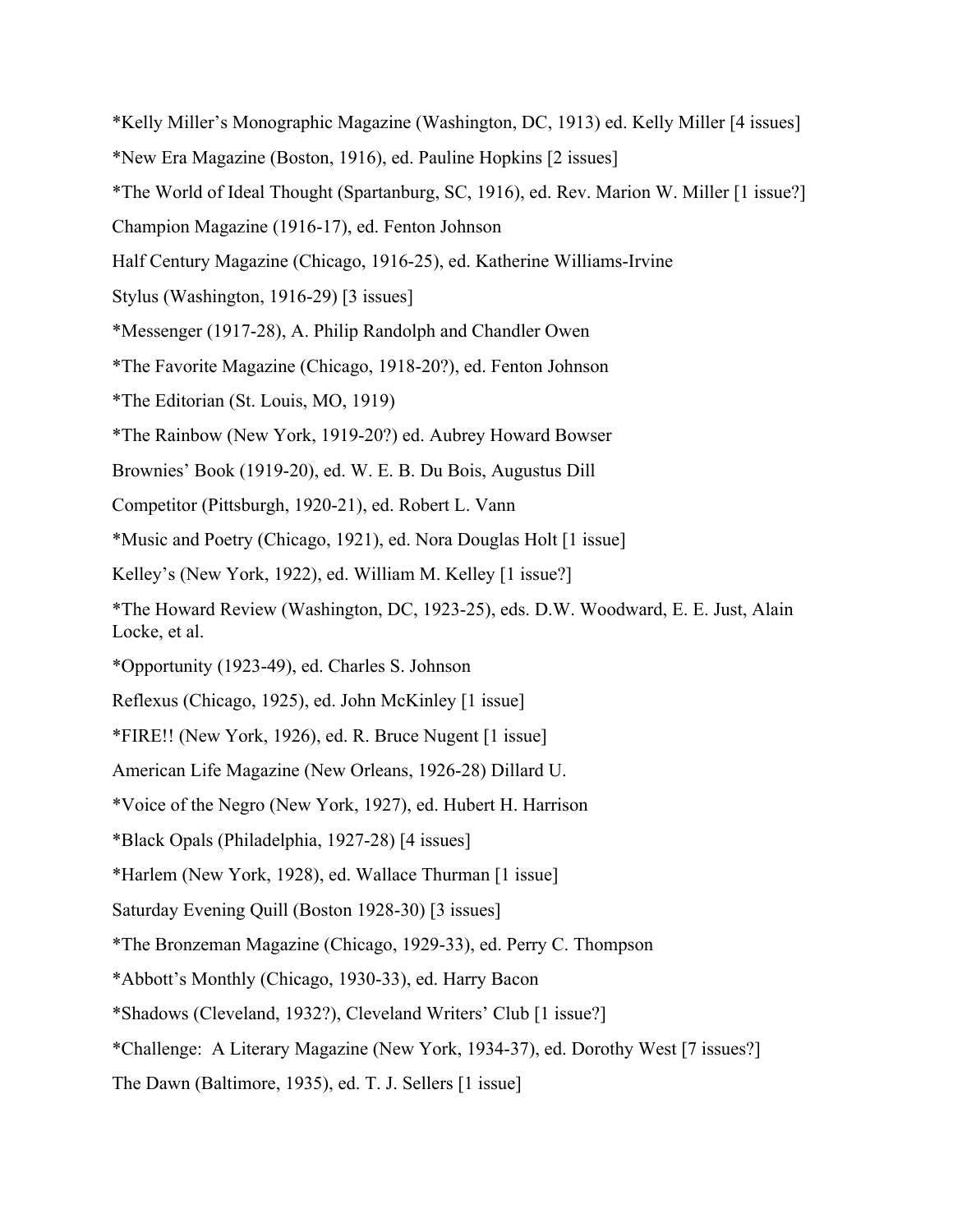*Kelly Miller's Monographic Magazine (Washington, DC, 1913) ed. Kelly Miller [4 issues]

*New Era Magazine (Boston, 1916), ed. Pauline Hopkins [2 issues]

*The World of Ideal Thought (Spartanburg, SC, 1916), ed. Rev. Marion W. Miller [1 issue?]

Champion Magazine (1916-17), ed. Fenton Johnson

Half Century Magazine (Chicago, 1916-25), ed. Katherine Williams-Irvine

Stylus (Washington, 1916-29) [3 issues]

*Messenger (1917-28), A. Philip Randolph and Chandler Owen

*The Favorite Magazine (Chicago, 1918-20?), ed. Fenton Johnson

*The Editorian (St. Louis, MO, 1919)

*The Rainbow (New York, 1919-20?) ed. Aubrey Howard Bowser

Brownies' Book (1919-20), ed. W. E. B. Du Bois, Augustus Dill

Competitor (Pittsburgh, 1920-21), ed. Robert L. Vann

*Music and Poetry (Chicago, 1921), ed. Nora Douglas Holt [1 issue]

Kelley's (New York, 1922), ed. William M. Kelley [1 issue?]

*The Howard Review (Washington, DC, 1923-25), eds. D.W. Woodward, E. E. Just, Alain Locke, et al.

*Opportunity (1923-49), ed. Charles S. Johnson

Reflexus (Chicago, 1925), ed. John McKinley [1 issue]

*FIRE!! (New York, 1926), ed. R. Bruce Nugent [1 issue]

American Life Magazine (New Orleans, 1926-28) Dillard U.

*Voice of the Negro (New York, 1927), ed. Hubert H. Harrison

*Black Opals (Philadelphia, 1927-28) [4 issues]

*Harlem (New York, 1928), ed. Wallace Thurman [1 issue]

Saturday Evening Quill (Boston 1928-30) [3 issues]

*The Bronzeman Magazine (Chicago, 1929-33), ed. Perry C. Thompson

*Abbott's Monthly (Chicago, 1930-33), ed. Harry Bacon

*Shadows (Cleveland, 1932?), Cleveland Writers' Club [1 issue?]

*Challenge: A Literary Magazine (New York, 1934-37), ed. Dorothy West [7 issues?]

The Dawn (Baltimore, 1935), ed. T. J. Sellers [1 issue]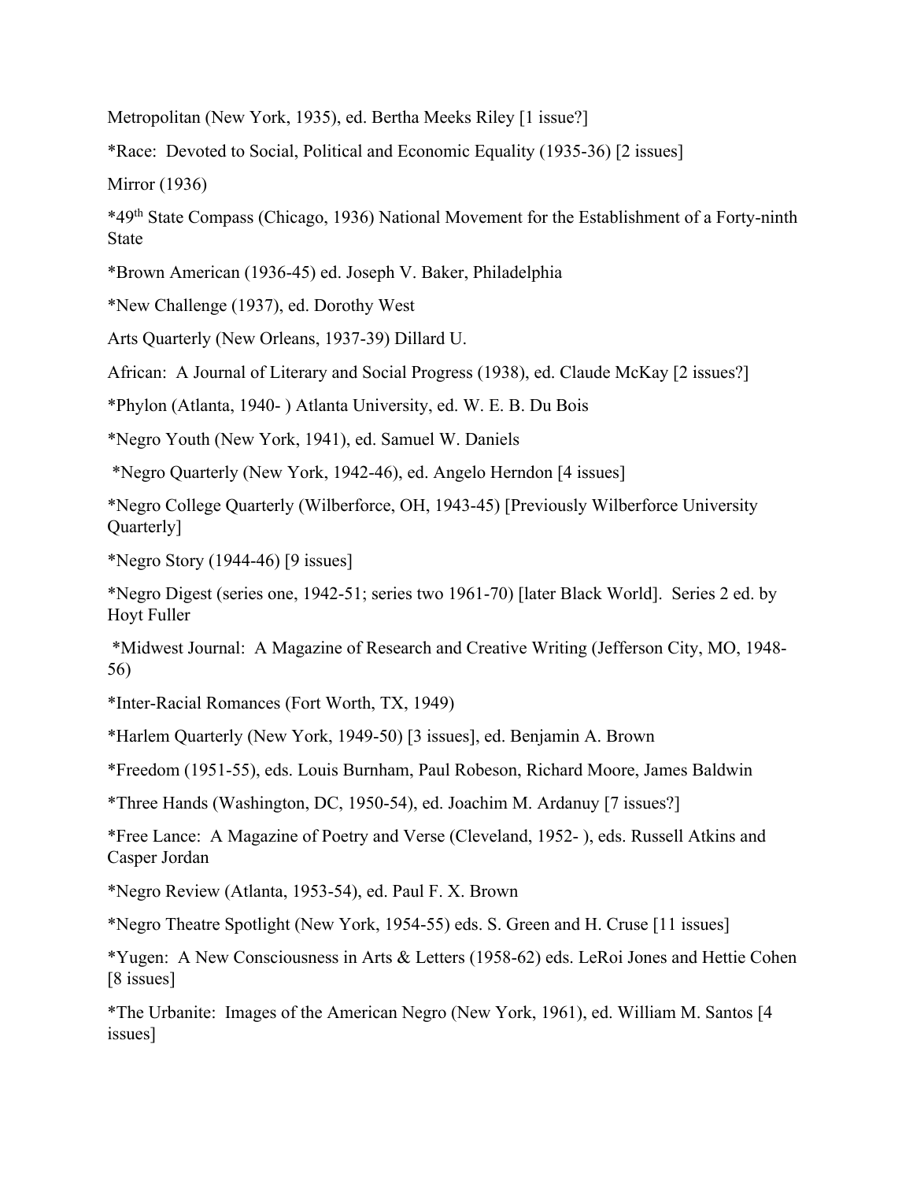Metropolitan (New York, 1935), ed. Bertha Meeks Riley [1 issue?]

*Race:  Devoted to Social, Political and Economic Equality (1935-36) [2 issues]

Mirror (1936)

*49th State Compass (Chicago, 1936) National Movement for the Establishment of a Forty-ninth State

*Brown American (1936-45) ed. Joseph V. Baker, Philadelphia

*New Challenge (1937), ed. Dorothy West

Arts Quarterly (New Orleans, 1937-39) Dillard U.

African:  A Journal of Literary and Social Progress (1938), ed. Claude McKay [2 issues?]

*Phylon (Atlanta, 1940- ) Atlanta University, ed. W. E. B. Du Bois

*Negro Youth (New York, 1941), ed. Samuel W. Daniels

*Negro Quarterly (New York, 1942-46), ed. Angelo Herndon [4 issues]

*Negro College Quarterly (Wilberforce, OH, 1943-45) [Previously Wilberforce University Quarterly]

*Negro Story (1944-46) [9 issues]

*Negro Digest (series one, 1942-51; series two 1961-70) [later Black World].  Series 2 ed. by Hoyt Fuller

*Midwest Journal:  A Magazine of Research and Creative Writing (Jefferson City, MO, 1948-56)

*Inter-Racial Romances (Fort Worth, TX, 1949)

*Harlem Quarterly (New York, 1949-50) [3 issues], ed. Benjamin A. Brown

*Freedom (1951-55), eds. Louis Burnham, Paul Robeson, Richard Moore, James Baldwin

*Three Hands (Washington, DC, 1950-54), ed. Joachim M. Ardanuy [7 issues?]

*Free Lance:  A Magazine of Poetry and Verse (Cleveland, 1952- ), eds. Russell Atkins and Casper Jordan

*Negro Review (Atlanta, 1953-54), ed. Paul F. X. Brown

*Negro Theatre Spotlight (New York, 1954-55) eds. S. Green and H. Cruse [11 issues]

*Yugen:  A New Consciousness in Arts & Letters (1958-62) eds. LeRoi Jones and Hettie Cohen [8 issues]

*The Urbanite:  Images of the American Negro (New York, 1961), ed. William M. Santos [4 issues]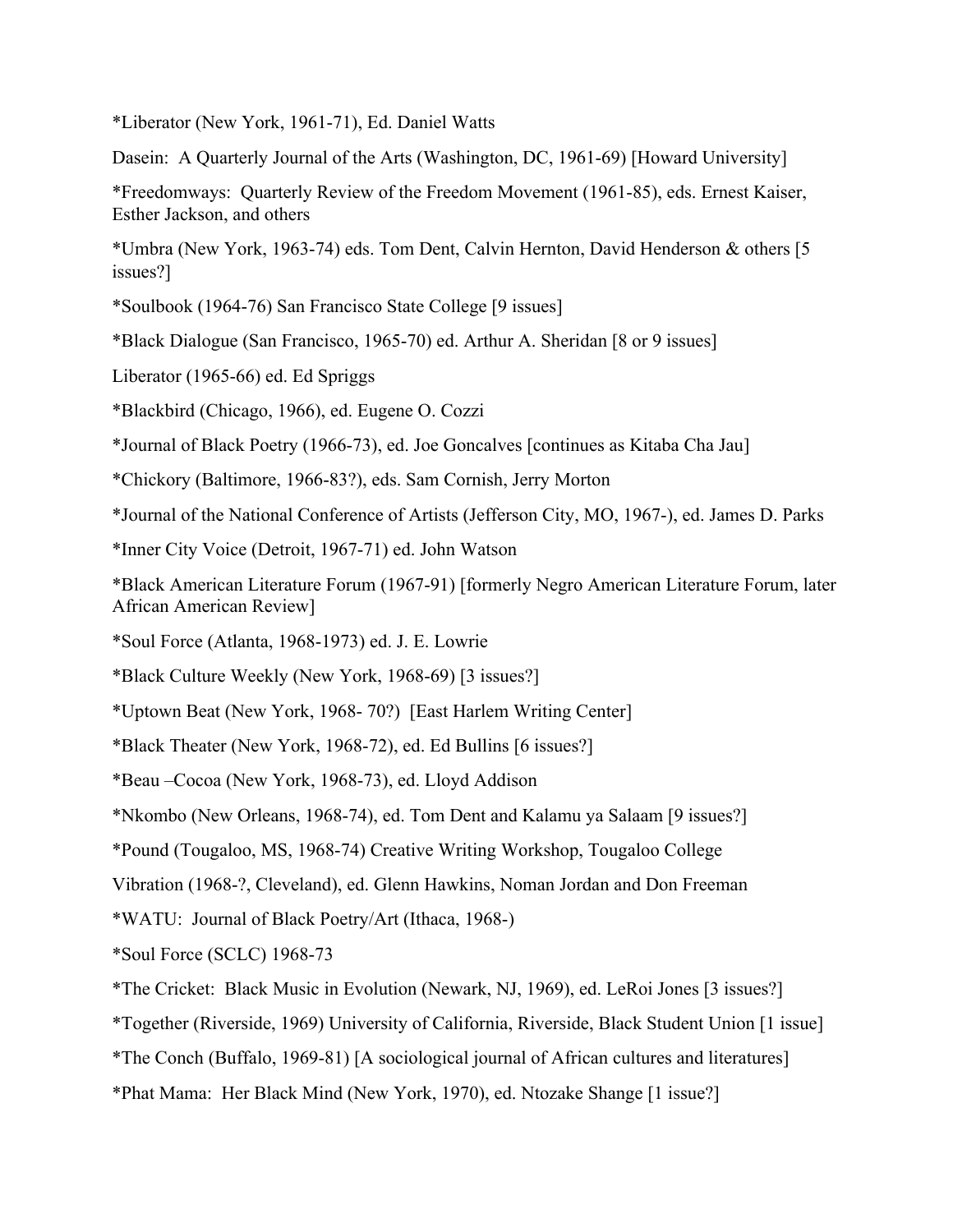*Liberator (New York, 1961-71), Ed. Daniel Watts

Dasein: A Quarterly Journal of the Arts (Washington, DC, 1961-69) [Howard University]

*Freedomways: Quarterly Review of the Freedom Movement (1961-85), eds. Ernest Kaiser, Esther Jackson, and others

*Umbra (New York, 1963-74) eds. Tom Dent, Calvin Hernton, David Henderson & others [5 issues?]

*Soulbook (1964-76) San Francisco State College [9 issues]

*Black Dialogue (San Francisco, 1965-70) ed. Arthur A. Sheridan [8 or 9 issues]

Liberator (1965-66) ed. Ed Spriggs

*Blackbird (Chicago, 1966), ed. Eugene O. Cozzi

*Journal of Black Poetry (1966-73), ed. Joe Goncalves [continues as Kitaba Cha Jau]

*Chickory (Baltimore, 1966-83?), eds. Sam Cornish, Jerry Morton

*Journal of the National Conference of Artists (Jefferson City, MO, 1967-), ed. James D. Parks

*Inner City Voice (Detroit, 1967-71) ed. John Watson

*Black American Literature Forum (1967-91) [formerly Negro American Literature Forum, later African American Review]

*Soul Force (Atlanta, 1968-1973) ed. J. E. Lowrie

*Black Culture Weekly (New York, 1968-69) [3 issues?]

*Uptown Beat (New York, 1968- 70?) [East Harlem Writing Center]

*Black Theater (New York, 1968-72), ed. Ed Bullins [6 issues?]

*Beau –Cocoa (New York, 1968-73), ed. Lloyd Addison

*Nkombo (New Orleans, 1968-74), ed. Tom Dent and Kalamu ya Salaam [9 issues?]

*Pound (Tougaloo, MS, 1968-74) Creative Writing Workshop, Tougaloo College

Vibration (1968-?, Cleveland), ed. Glenn Hawkins, Noman Jordan and Don Freeman

*WATU: Journal of Black Poetry/Art (Ithaca, 1968-)

*Soul Force (SCLC) 1968-73

*The Cricket: Black Music in Evolution (Newark, NJ, 1969), ed. LeRoi Jones [3 issues?]

*Together (Riverside, 1969) University of California, Riverside, Black Student Union [1 issue]

*The Conch (Buffalo, 1969-81) [A sociological journal of African cultures and literatures]

*Phat Mama: Her Black Mind (New York, 1970), ed. Ntozake Shange [1 issue?]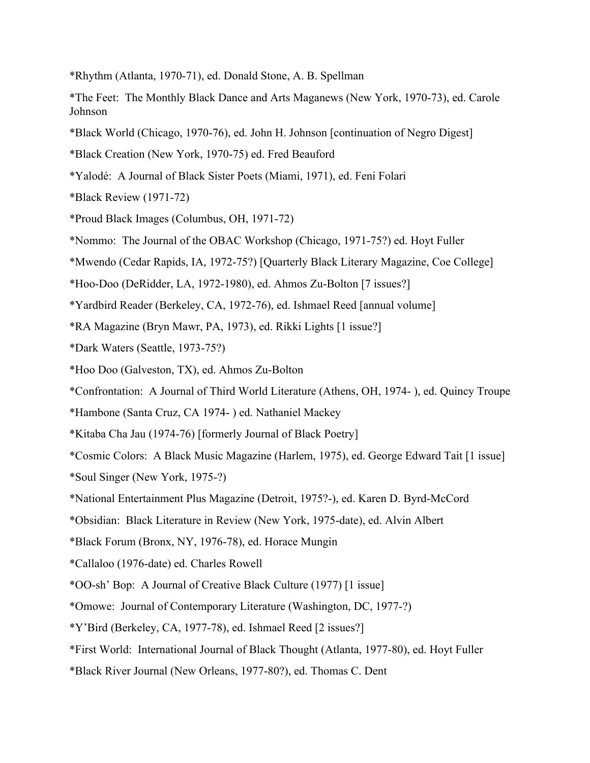*Rhythm (Atlanta, 1970-71), ed. Donald Stone, A. B. Spellman

*The Feet: The Monthly Black Dance and Arts Maganews (New York, 1970-73), ed. Carole Johnson

*Black World (Chicago, 1970-76), ed. John H. Johnson [continuation of Negro Digest]

*Black Creation (New York, 1970-75) ed. Fred Beauford

*Yalodé: A Journal of Black Sister Poets (Miami, 1971), ed. Feni Folari

*Black Review (1971-72)

*Proud Black Images (Columbus, OH, 1971-72)

*Nommo: The Journal of the OBAC Workshop (Chicago, 1971-75?) ed. Hoyt Fuller

*Mwendo (Cedar Rapids, IA, 1972-75?) [Quarterly Black Literary Magazine, Coe College]

*Hoo-Doo (DeRidder, LA, 1972-1980), ed. Ahmos Zu-Bolton [7 issues?]

*Yardbird Reader (Berkeley, CA, 1972-76), ed. Ishmael Reed [annual volume]

*RA Magazine (Bryn Mawr, PA, 1973), ed. Rikki Lights [1 issue?]

*Dark Waters (Seattle, 1973-75?)

*Hoo Doo (Galveston, TX), ed. Ahmos Zu-Bolton

*Confrontation: A Journal of Third World Literature (Athens, OH, 1974- ), ed. Quincy Troupe

*Hambone (Santa Cruz, CA 1974- ) ed. Nathaniel Mackey

*Kitaba Cha Jau (1974-76) [formerly Journal of Black Poetry]

*Cosmic Colors: A Black Music Magazine (Harlem, 1975), ed. George Edward Tait [1 issue]

*Soul Singer (New York, 1975-?)

*National Entertainment Plus Magazine (Detroit, 1975?-), ed. Karen D. Byrd-McCord

*Obsidian: Black Literature in Review (New York, 1975-date), ed. Alvin Albert

*Black Forum (Bronx, NY, 1976-78), ed. Horace Mungin

*Callaloo (1976-date) ed. Charles Rowell

*OO-sh' Bop: A Journal of Creative Black Culture (1977) [1 issue]

*Omowe: Journal of Contemporary Literature (Washington, DC, 1977-?)

*Y'Bird (Berkeley, CA, 1977-78), ed. Ishmael Reed [2 issues?]

*First World: International Journal of Black Thought (Atlanta, 1977-80), ed. Hoyt Fuller

*Black River Journal (New Orleans, 1977-80?), ed. Thomas C. Dent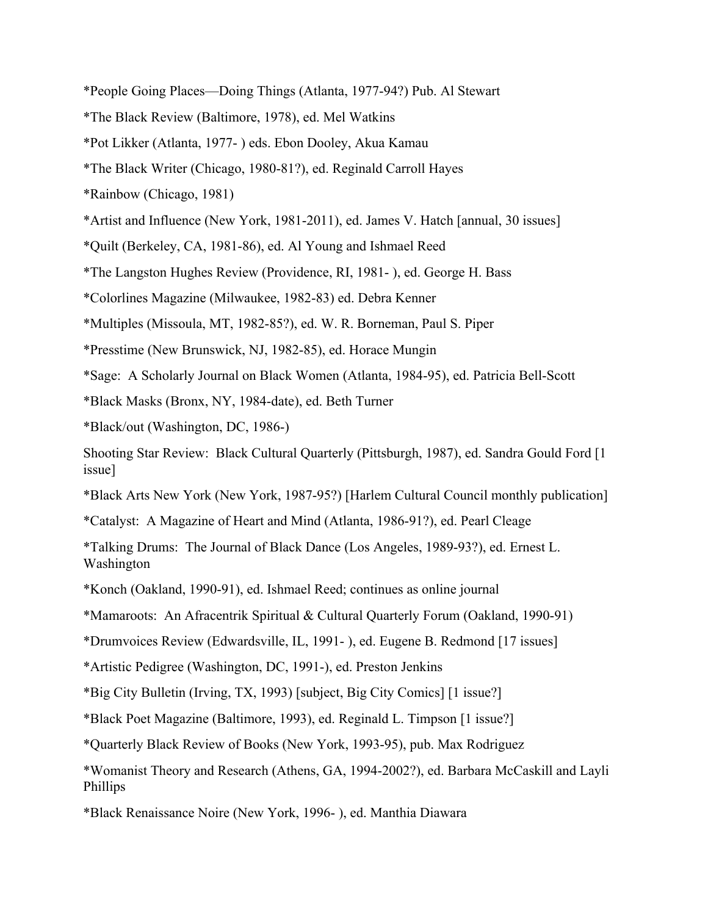*People Going Places—Doing Things (Atlanta, 1977-94?) Pub. Al Stewart

*The Black Review (Baltimore, 1978), ed. Mel Watkins

*Pot Likker (Atlanta, 1977- ) eds. Ebon Dooley, Akua Kamau

*The Black Writer (Chicago, 1980-81?), ed. Reginald Carroll Hayes

*Rainbow (Chicago, 1981)

*Artist and Influence (New York, 1981-2011), ed. James V. Hatch [annual, 30 issues]

*Quilt (Berkeley, CA, 1981-86), ed. Al Young and Ishmael Reed

*The Langston Hughes Review (Providence, RI, 1981- ), ed. George H. Bass

*Colorlines Magazine (Milwaukee, 1982-83) ed. Debra Kenner

*Multiples (Missoula, MT, 1982-85?), ed. W. R. Borneman, Paul S. Piper

*Presstime (New Brunswick, NJ, 1982-85), ed. Horace Mungin

*Sage: A Scholarly Journal on Black Women (Atlanta, 1984-95), ed. Patricia Bell-Scott

*Black Masks (Bronx, NY, 1984-date), ed. Beth Turner

*Black/out (Washington, DC, 1986-)

Shooting Star Review: Black Cultural Quarterly (Pittsburgh, 1987), ed. Sandra Gould Ford [1 issue]

*Black Arts New York (New York, 1987-95?) [Harlem Cultural Council monthly publication]

*Catalyst: A Magazine of Heart and Mind (Atlanta, 1986-91?), ed. Pearl Cleage

*Talking Drums: The Journal of Black Dance (Los Angeles, 1989-93?), ed. Ernest L. Washington

*Konch (Oakland, 1990-91), ed. Ishmael Reed; continues as online journal

*Mamaroots: An Afracentrik Spiritual & Cultural Quarterly Forum (Oakland, 1990-91)

*Drumvoices Review (Edwardsville, IL, 1991- ), ed. Eugene B. Redmond [17 issues]

*Artistic Pedigree (Washington, DC, 1991-), ed. Preston Jenkins

*Big City Bulletin (Irving, TX, 1993) [subject, Big City Comics] [1 issue?]

*Black Poet Magazine (Baltimore, 1993), ed. Reginald L. Timpson [1 issue?]

*Quarterly Black Review of Books (New York, 1993-95), pub. Max Rodriguez

*Womanist Theory and Research (Athens, GA, 1994-2002?), ed. Barbara McCaskill and Layli Phillips

*Black Renaissance Noire (New York, 1996- ), ed. Manthia Diawara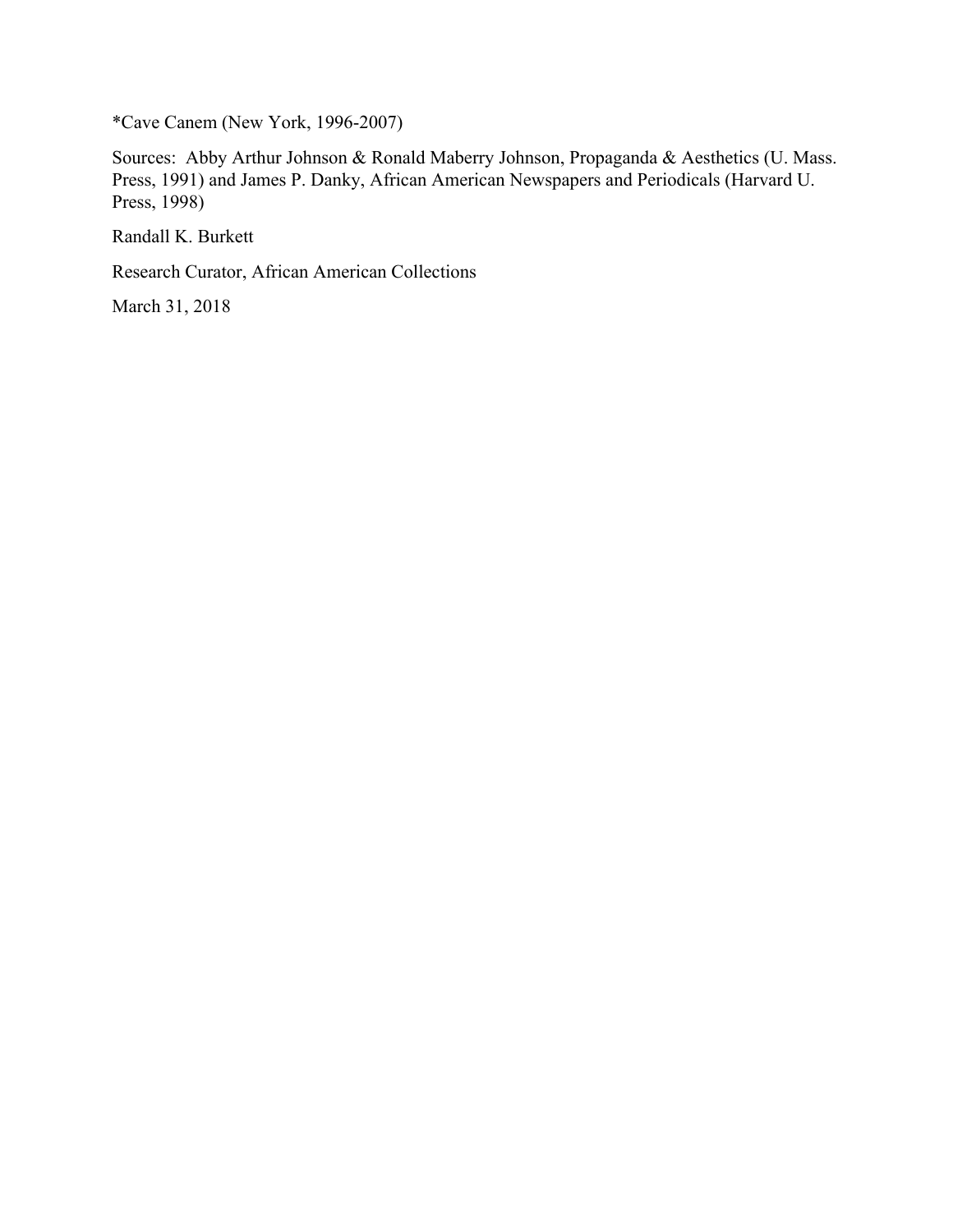*Cave Canem (New York, 1996-2007)

Sources: Abby Arthur Johnson & Ronald Maberry Johnson, Propaganda & Aesthetics (U. Mass. Press, 1991) and James P. Danky, African American Newspapers and Periodicals (Harvard U. Press, 1998)

Randall K. Burkett

Research Curator, African American Collections

March 31, 2018